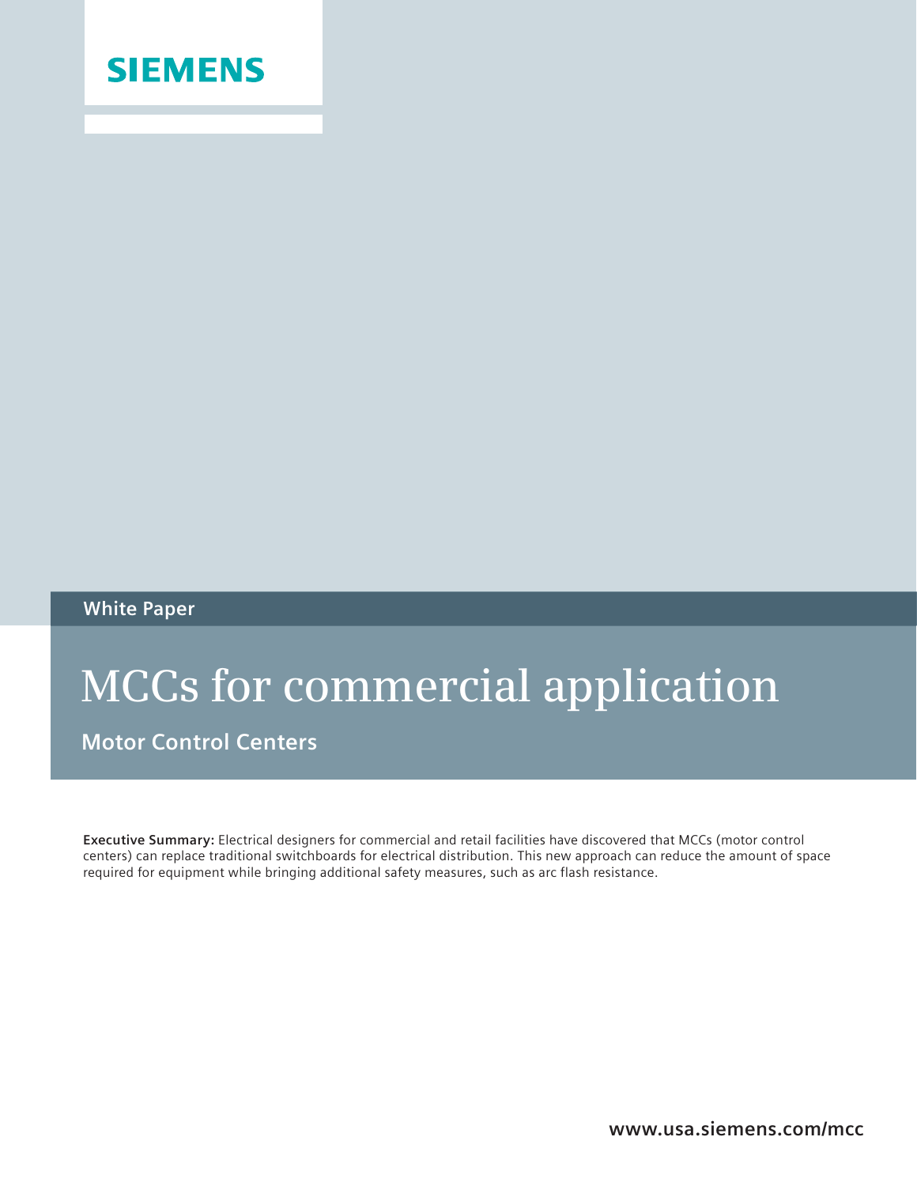SIEMENS

White Paper

# MCCs for commercial application

## Motor Control Centers

**Executive Summary:** Electrical designers for commercial and retail facilities have discovered that MCCs (motor control centers) can replace traditional switchboards for electrical distribution. This new approach can reduce the amount of space required for equipment while bringing additional safety measures, such as arc flash resistance.

www.usa.siemens.com/mcc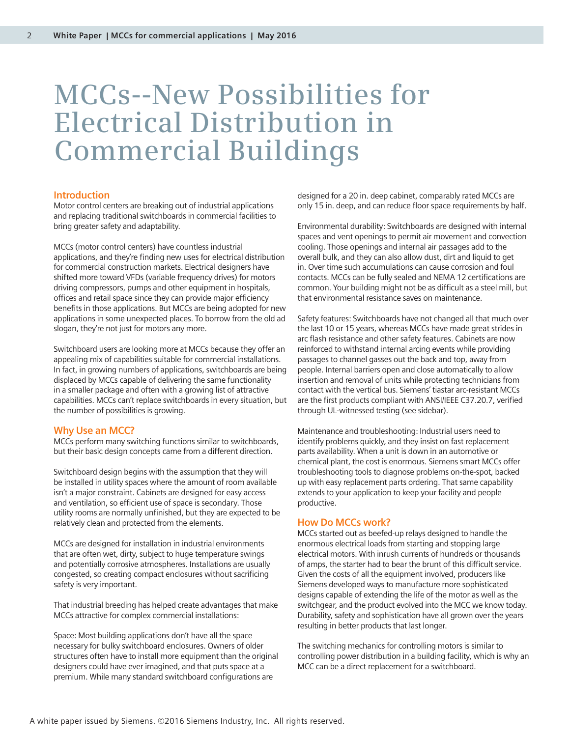# MCCs--New Possibilities for Electrical Distribution in Commercial Buildings

## Introduction

Motor control centers are breaking out of industrial applications and replacing traditional switchboards in commercial facilities to bring greater safety and adaptability.

MCCs (motor control centers) have countless industrial applications, and they're finding new uses for electrical distribution for commercial construction markets. Electrical designers have shifted more toward VFDs (variable frequency drives) for motors driving compressors, pumps and other equipment in hospitals, offices and retail space since they can provide major efficiency benefits in those applications. But MCCs are being adopted for new applications in some unexpected places. To borrow from the old ad slogan, they're not just for motors any more.

Switchboard users are looking more at MCCs because they offer an appealing mix of capabilities suitable for commercial installations. In fact, in growing numbers of applications, switchboards are being displaced by MCCs capable of delivering the same functionality in a smaller package and often with a growing list of attractive capabilities. MCCs can't replace switchboards in every situation, but the number of possibilities is growing.

## Why Use an MCC?

MCCs perform many switching functions similar to switchboards, but their basic design concepts came from a different direction.

Switchboard design begins with the assumption that they will be installed in utility spaces where the amount of room available isn't a major constraint. Cabinets are designed for easy access and ventilation, so efficient use of space is secondary. Those utility rooms are normally unfinished, but they are expected to be relatively clean and protected from the elements.

MCCs are designed for installation in industrial environments that are often wet, dirty, subject to huge temperature swings and potentially corrosive atmospheres. Installations are usually congested, so creating compact enclosures without sacrificing safety is very important.

That industrial breeding has helped create advantages that make MCCs attractive for complex commercial installations:

Space: Most building applications don't have all the space necessary for bulky switchboard enclosures. Owners of older structures often have to install more equipment than the original designers could have ever imagined, and that puts space at a premium. While many standard switchboard configurations are designed for a 20 in. deep cabinet, comparably rated MCCs are only 15 in. deep, and can reduce floor space requirements by half.

Environmental durability: Switchboards are designed with internal spaces and vent openings to permit air movement and convection cooling. Those openings and internal air passages add to the overall bulk, and they can also allow dust, dirt and liquid to get in. Over time such accumulations can cause corrosion and foul contacts. MCCs can be fully sealed and NEMA 12 certifications are common. Your building might not be as difficult as a steel mill, but that environmental resistance saves on maintenance.

Safety features: Switchboards have not changed all that much over the last 10 or 15 years, whereas MCCs have made great strides in arc flash resistance and other safety features. Cabinets are now reinforced to withstand internal arcing events while providing passages to channel gasses out the back and top, away from people. Internal barriers open and close automatically to allow insertion and removal of units while protecting technicians from contact with the vertical bus. Siemens' tiastar arc-resistant MCCs are the first products compliant with ANSI/IEEE C37.20.7, verified through UL-witnessed testing (see sidebar).

Maintenance and troubleshooting: Industrial users need to identify problems quickly, and they insist on fast replacement parts availability. When a unit is down in an automotive or chemical plant, the cost is enormous. Siemens smart MCCs offer troubleshooting tools to diagnose problems on-the-spot, backed up with easy replacement parts ordering. That same capability extends to your application to keep your facility and people productive.

## How Do MCCs work?

MCCs started out as beefed-up relays designed to handle the enormous electrical loads from starting and stopping large electrical motors. With inrush currents of hundreds or thousands of amps, the starter had to bear the brunt of this difficult service. Given the costs of all the equipment involved, producers like Siemens developed ways to manufacture more sophisticated designs capable of extending the life of the motor as well as the switchgear, and the product evolved into the MCC we know today. Durability, safety and sophistication have all grown over the years resulting in better products that last longer.

The switching mechanics for controlling motors is similar to controlling power distribution in a building facility, which is why an MCC can be a direct replacement for a switchboard.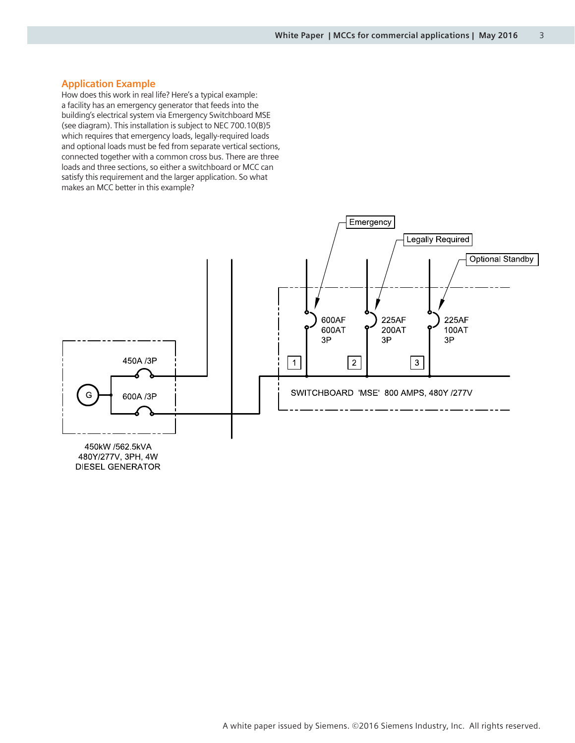## Application Example

How does this work in real life? Here's a typical example: a facility has an emergency generator that feeds into the building's electrical system via Emergency Switchboard MSE (see diagram). This installation is subject to NEC 700.10(B)5 which requires that emergency loads, legally-required loads and optional loads must be fed from separate vertical sections, connected together with a common cross bus. There are three loads and three sections, so either a switchboard or MCC can satisfy this requirement and the larger application. So what makes an MCC better in this example?

Emergency

Legally Required

Optional Standby

600AF
600AT
3P

225AF
200AT
3P

225AF
100AT
3P

450A /3P

600A /3P

G

1

2

3

SWITCHBOARD 'MSE' 800 AMPS, 480Y /277V

450kW /562.5kVA
480Y/277V, 3PH, 4W
DIESEL GENERATOR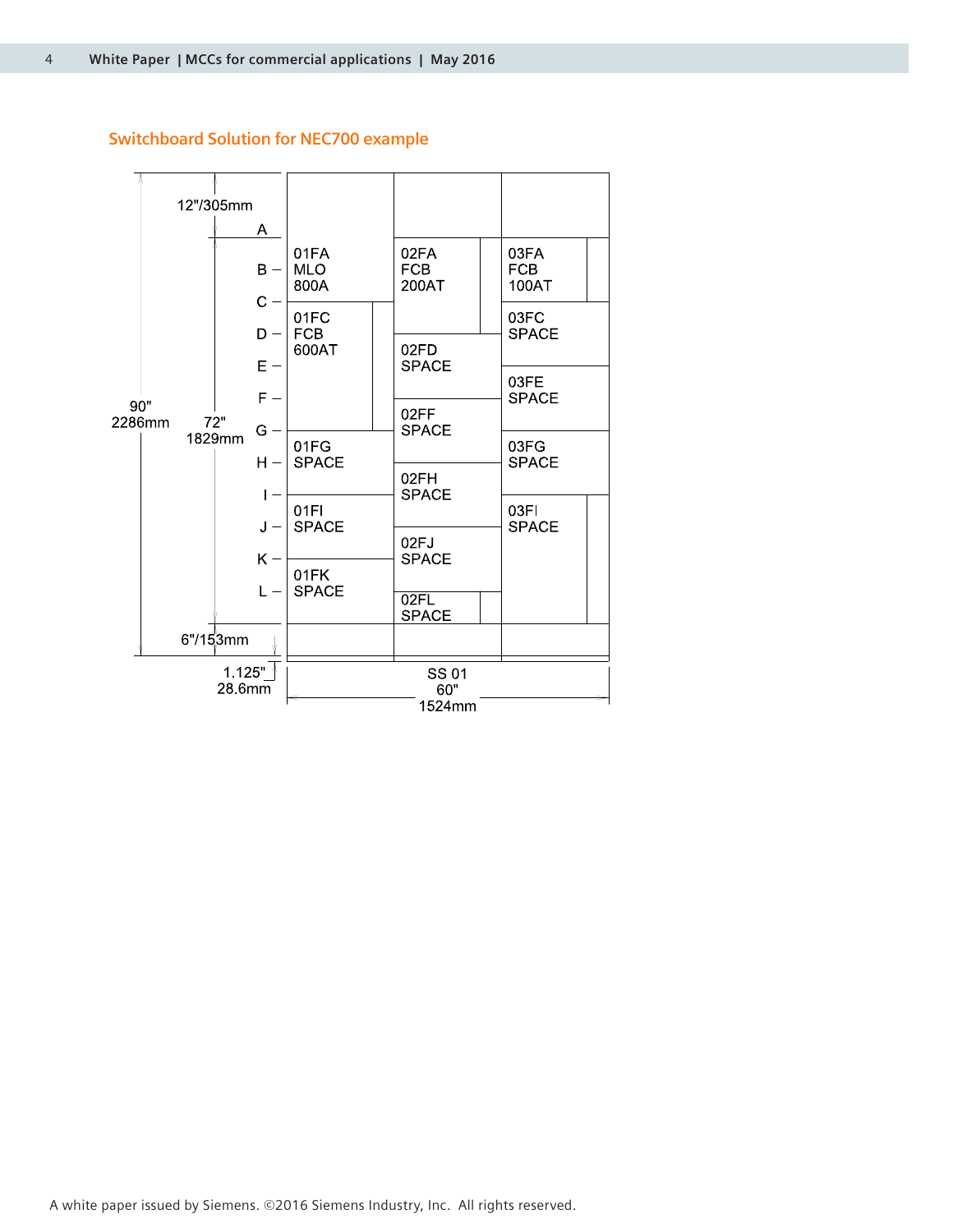## Switchboard Solution for NEC700 example

12"/305mm

| Row | Section 01 | Section 02 | Section 03 |
|---|---|---|---|
| A | | | |
| B | 01FA MLO 800A | 02FA FCB 200AT | 03FA FCB 100AT |
| C | 01FC FCB 600AT | | 03FC SPACE |
| D | | 02FD SPACE | |
| E | | | 03FE SPACE |
| F | | 02FF SPACE | |
| G | 01FG SPACE | | 03FG SPACE |
| H | | 02FH SPACE | |
| I | 01FI SPACE | | 03FI SPACE |
| J | | 02FJ SPACE | |
| K | 01FK SPACE | | |
| L | | 02FL SPACE | |

6"/153mm

90" 2286mm

72" 1829mm

1.125" 28.6mm

SS 01 60" 1524mm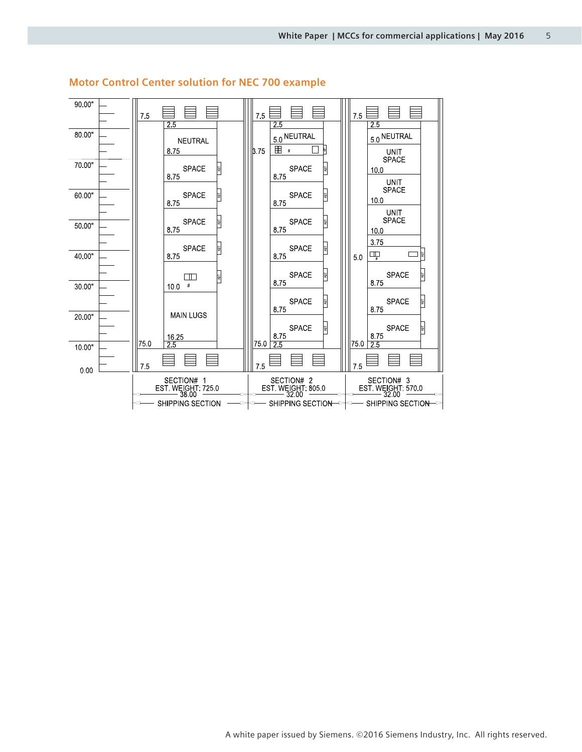## Motor Control Center solution for NEC 700 example

| Height | Section# 1 | Section# 2 | Section# 3 |
| --- | --- | --- | --- |
| 90.00" | 7.5 | 7.5 | 7.5 |
| 80.00" | 2.5 | 2.5 | 2.5 |
| | NEUTRAL 8.75 | NEUTRAL 5.0 | NEUTRAL 5.0 |
| 70.00" | SPACE 8.75 | # 3.75 | UNIT SPACE 10.0 |
| 60.00" | SPACE 8.75 | SPACE 8.75 | UNIT SPACE 10.0 |
| 50.00" | SPACE 8.75 | SPACE 8.75 | UNIT SPACE 10.0 |
| 40.00" | SPACE 8.75 | SPACE 8.75 | 3.75 |
| | # 10.0 | SPACE 8.75 | # 5.0 |
| 30.00" | MAIN LUGS 16.25 | SPACE 8.75 | SPACE 8.75 |
| 20.00" | | SPACE 8.75 | SPACE 8.75 |
| 10.00" | 2.5 | SPACE 8.75 | SPACE 8.75 |
| | | 2.5 | 2.5 |
| 0.00 | 7.5 | 7.5 | 7.5 |
| | 75.0 | 75.0 | 75.0 |
| | SECTION# 1 | SECTION# 2 | SECTION# 3 |
| | EST. WEIGHT: 725.0 | EST. WEIGHT: 805.0 | EST. WEIGHT: 570.0 |
| | 38.00 | 32.00 | 32.00 |
| | SHIPPING SECTION | SHIPPING SECTION | SHIPPING SECTION |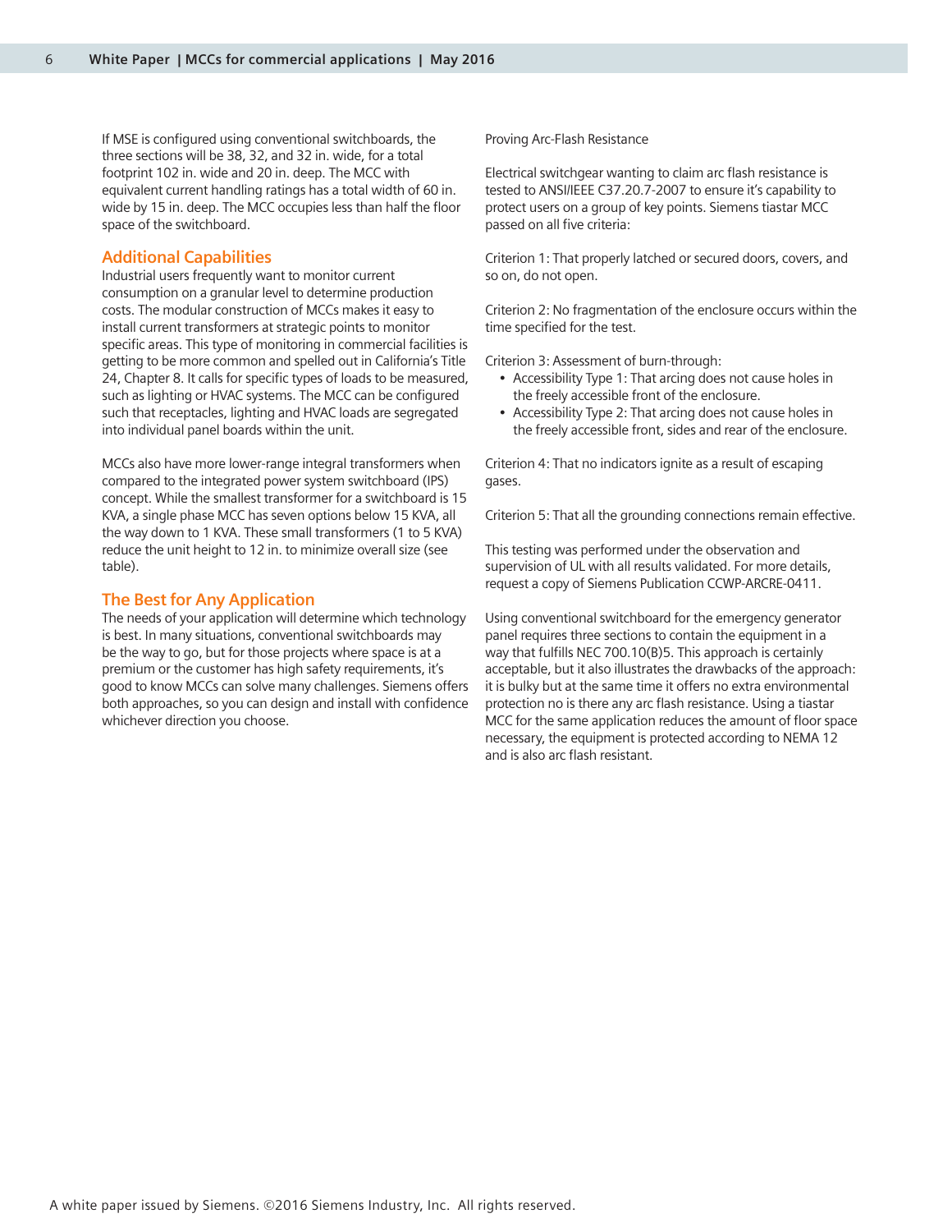If MSE is configured using conventional switchboards, the three sections will be 38, 32, and 32 in. wide, for a total footprint 102 in. wide and 20 in. deep. The MCC with equivalent current handling ratings has a total width of 60 in. wide by 15 in. deep. The MCC occupies less than half the floor space of the switchboard.

## Additional Capabilities

Industrial users frequently want to monitor current consumption on a granular level to determine production costs. The modular construction of MCCs makes it easy to install current transformers at strategic points to monitor specific areas. This type of monitoring in commercial facilities is getting to be more common and spelled out in California's Title 24, Chapter 8. It calls for specific types of loads to be measured, such as lighting or HVAC systems. The MCC can be configured such that receptacles, lighting and HVAC loads are segregated into individual panel boards within the unit.

MCCs also have more lower-range integral transformers when compared to the integrated power system switchboard (IPS) concept. While the smallest transformer for a switchboard is 15 KVA, a single phase MCC has seven options below 15 KVA, all the way down to 1 KVA. These small transformers (1 to 5 KVA) reduce the unit height to 12 in. to minimize overall size (see table).

## The Best for Any Application

The needs of your application will determine which technology is best. In many situations, conventional switchboards may be the way to go, but for those projects where space is at a premium or the customer has high safety requirements, it's good to know MCCs can solve many challenges. Siemens offers both approaches, so you can design and install with confidence whichever direction you choose.

Proving Arc-Flash Resistance

Electrical switchgear wanting to claim arc flash resistance is tested to ANSI/IEEE C37.20.7-2007 to ensure it's capability to protect users on a group of key points. Siemens tiastar MCC passed on all five criteria:

Criterion 1: That properly latched or secured doors, covers, and so on, do not open.

Criterion 2: No fragmentation of the enclosure occurs within the time specified for the test.

Criterion 3: Assessment of burn-through:

- Accessibility Type 1: That arcing does not cause holes in the freely accessible front of the enclosure.
- Accessibility Type 2: That arcing does not cause holes in the freely accessible front, sides and rear of the enclosure.

Criterion 4: That no indicators ignite as a result of escaping gases.

Criterion 5: That all the grounding connections remain effective.

This testing was performed under the observation and supervision of UL with all results validated. For more details, request a copy of Siemens Publication CCWP-ARCRE-0411.

Using conventional switchboard for the emergency generator panel requires three sections to contain the equipment in a way that fulfills NEC 700.10(B)5. This approach is certainly acceptable, but it also illustrates the drawbacks of the approach: it is bulky but at the same time it offers no extra environmental protection no is there any arc flash resistance. Using a tiastar MCC for the same application reduces the amount of floor space necessary, the equipment is protected according to NEMA 12 and is also arc flash resistant.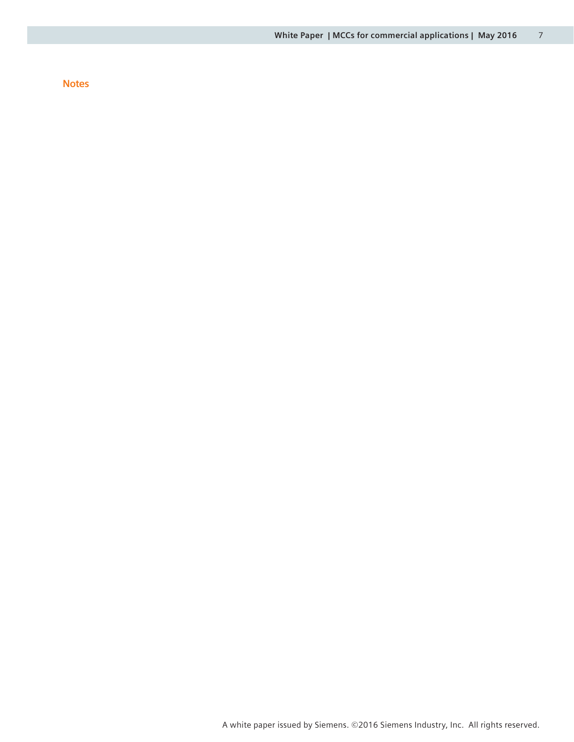## Notes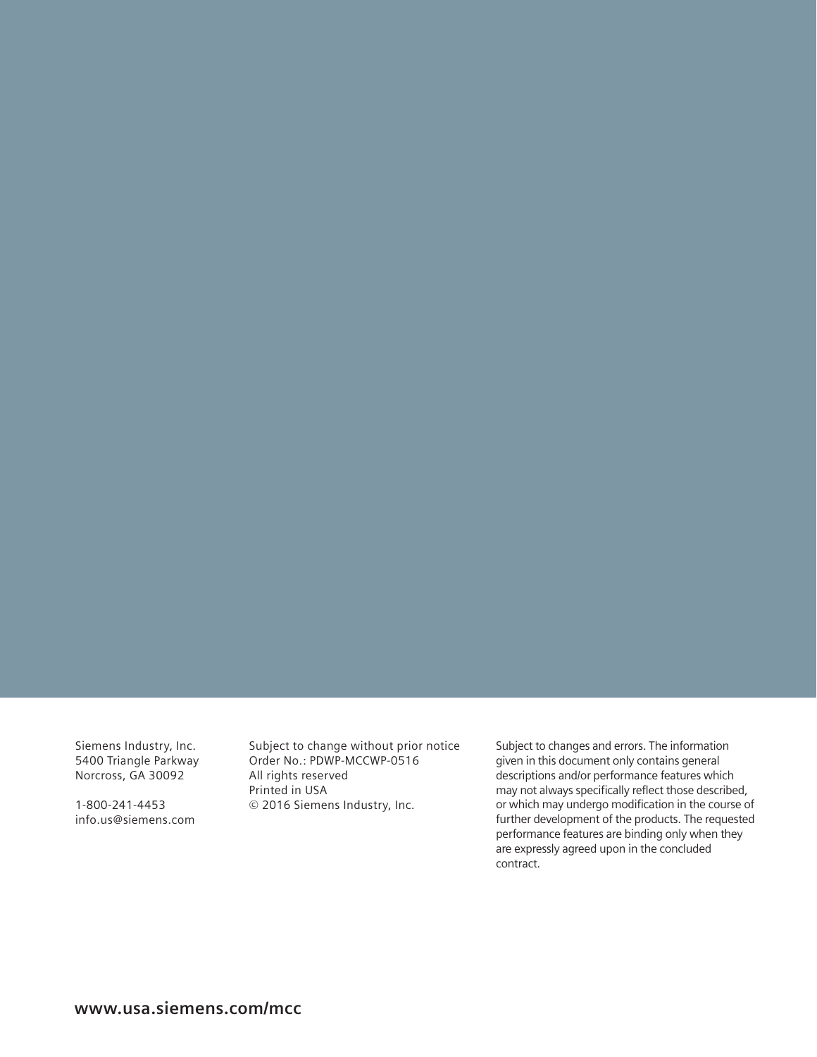Siemens Industry, Inc.
5400 Triangle Parkway
Norcross, GA 30092

1-800-241-4453
info.us@siemens.com

Subject to change without prior notice
Order No.: PDWP-MCCWP-0516
All rights reserved
Printed in USA
© 2016 Siemens Industry, Inc.

Subject to changes and errors. The information given in this document only contains general descriptions and/or performance features which may not always specifically reflect those described, or which may undergo modification in the course of further development of the products. The requested performance features are binding only when they are expressly agreed upon in the concluded contract.

**www.usa.siemens.com/mcc**